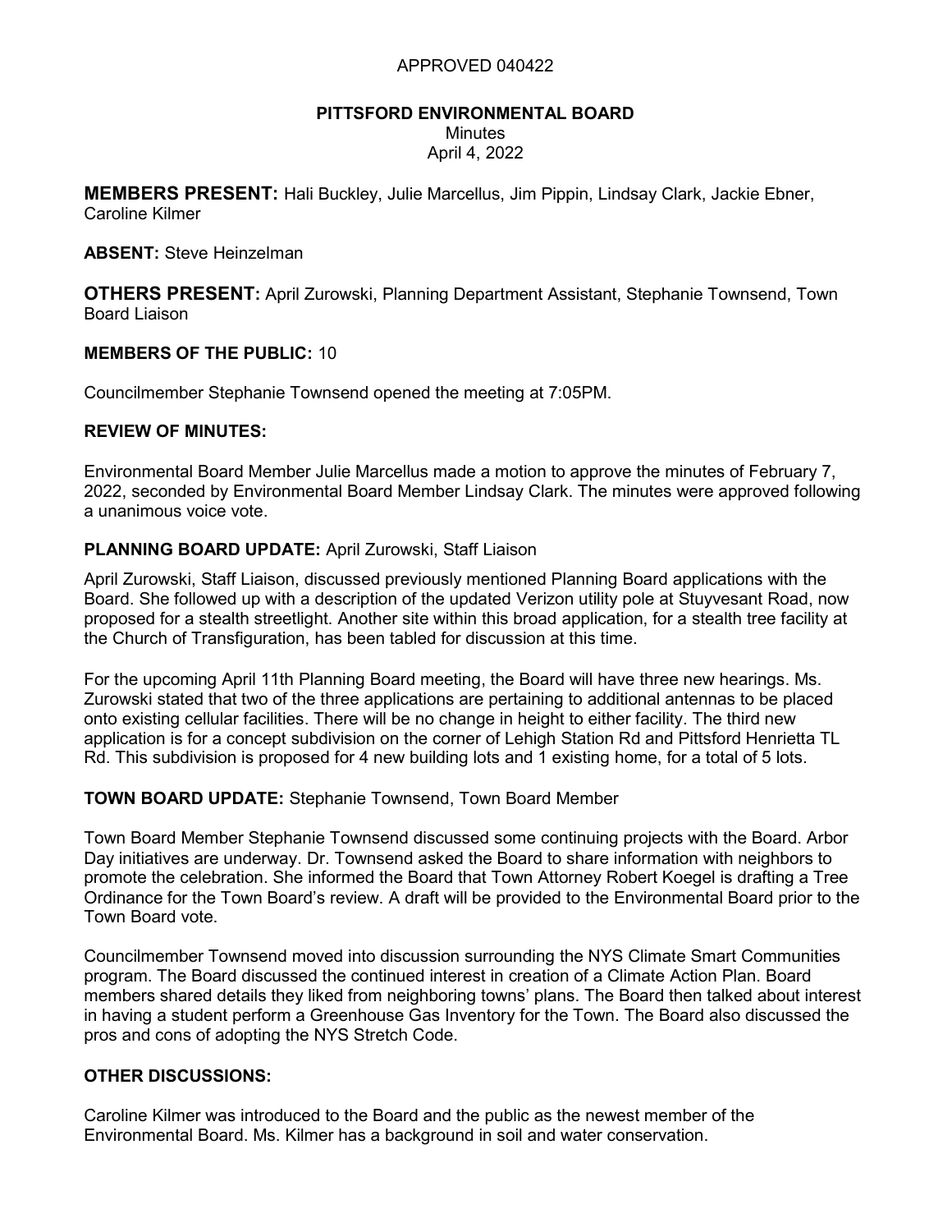APPROVED 040422

# PITTSFORD ENVIRONMENTAL BOARD

Minutes
April 4, 2022

**MEMBERS PRESENT:** Hali Buckley, Julie Marcellus, Jim Pippin, Lindsay Clark, Jackie Ebner, Caroline Kilmer

**ABSENT:** Steve Heinzelman

**OTHERS PRESENT:** April Zurowski, Planning Department Assistant, Stephanie Townsend, Town Board Liaison

**MEMBERS OF THE PUBLIC:** 10

Councilmember Stephanie Townsend opened the meeting at 7:05PM.

**REVIEW OF MINUTES:**

Environmental Board Member Julie Marcellus made a motion to approve the minutes of February 7, 2022, seconded by Environmental Board Member Lindsay Clark. The minutes were approved following a unanimous voice vote.

**PLANNING BOARD UPDATE:** April Zurowski, Staff Liaison

April Zurowski, Staff Liaison, discussed previously mentioned Planning Board applications with the Board. She followed up with a description of the updated Verizon utility pole at Stuyvesant Road, now proposed for a stealth streetlight. Another site within this broad application, for a stealth tree facility at the Church of Transfiguration, has been tabled for discussion at this time.

For the upcoming April 11th Planning Board meeting, the Board will have three new hearings. Ms. Zurowski stated that two of the three applications are pertaining to additional antennas to be placed onto existing cellular facilities. There will be no change in height to either facility. The third new application is for a concept subdivision on the corner of Lehigh Station Rd and Pittsford Henrietta TL Rd. This subdivision is proposed for 4 new building lots and 1 existing home, for a total of 5 lots.

**TOWN BOARD UPDATE:** Stephanie Townsend, Town Board Member

Town Board Member Stephanie Townsend discussed some continuing projects with the Board. Arbor Day initiatives are underway. Dr. Townsend asked the Board to share information with neighbors to promote the celebration. She informed the Board that Town Attorney Robert Koegel is drafting a Tree Ordinance for the Town Board's review. A draft will be provided to the Environmental Board prior to the Town Board vote.

Councilmember Townsend moved into discussion surrounding the NYS Climate Smart Communities program. The Board discussed the continued interest in creation of a Climate Action Plan. Board members shared details they liked from neighboring towns' plans. The Board then talked about interest in having a student perform a Greenhouse Gas Inventory for the Town. The Board also discussed the pros and cons of adopting the NYS Stretch Code.

**OTHER DISCUSSIONS:**

Caroline Kilmer was introduced to the Board and the public as the newest member of the Environmental Board. Ms. Kilmer has a background in soil and water conservation.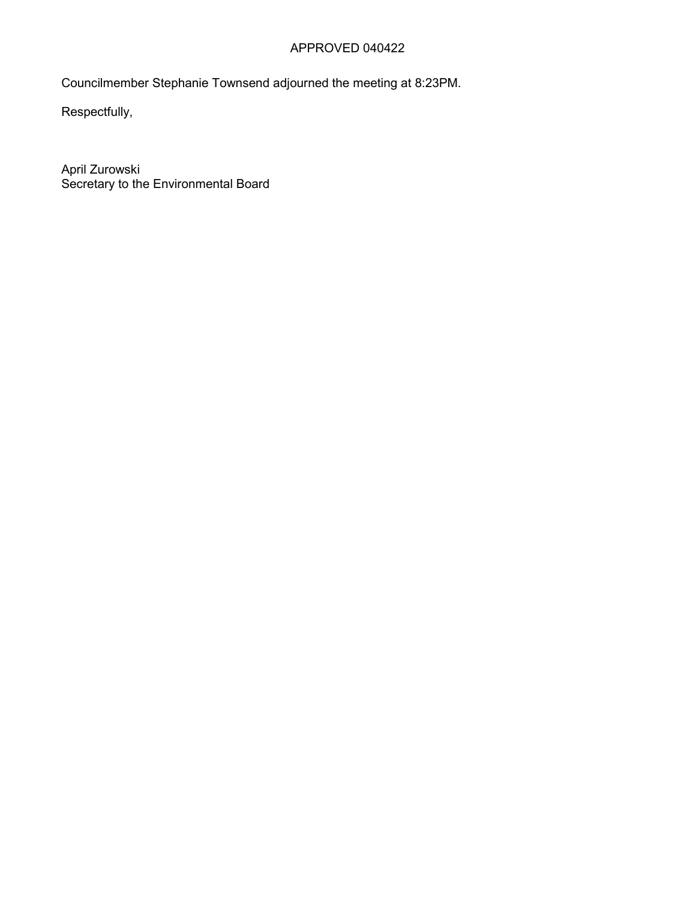APPROVED 040422

Councilmember Stephanie Townsend adjourned the meeting at 8:23PM.

Respectfully,

April Zurowski
Secretary to the Environmental Board